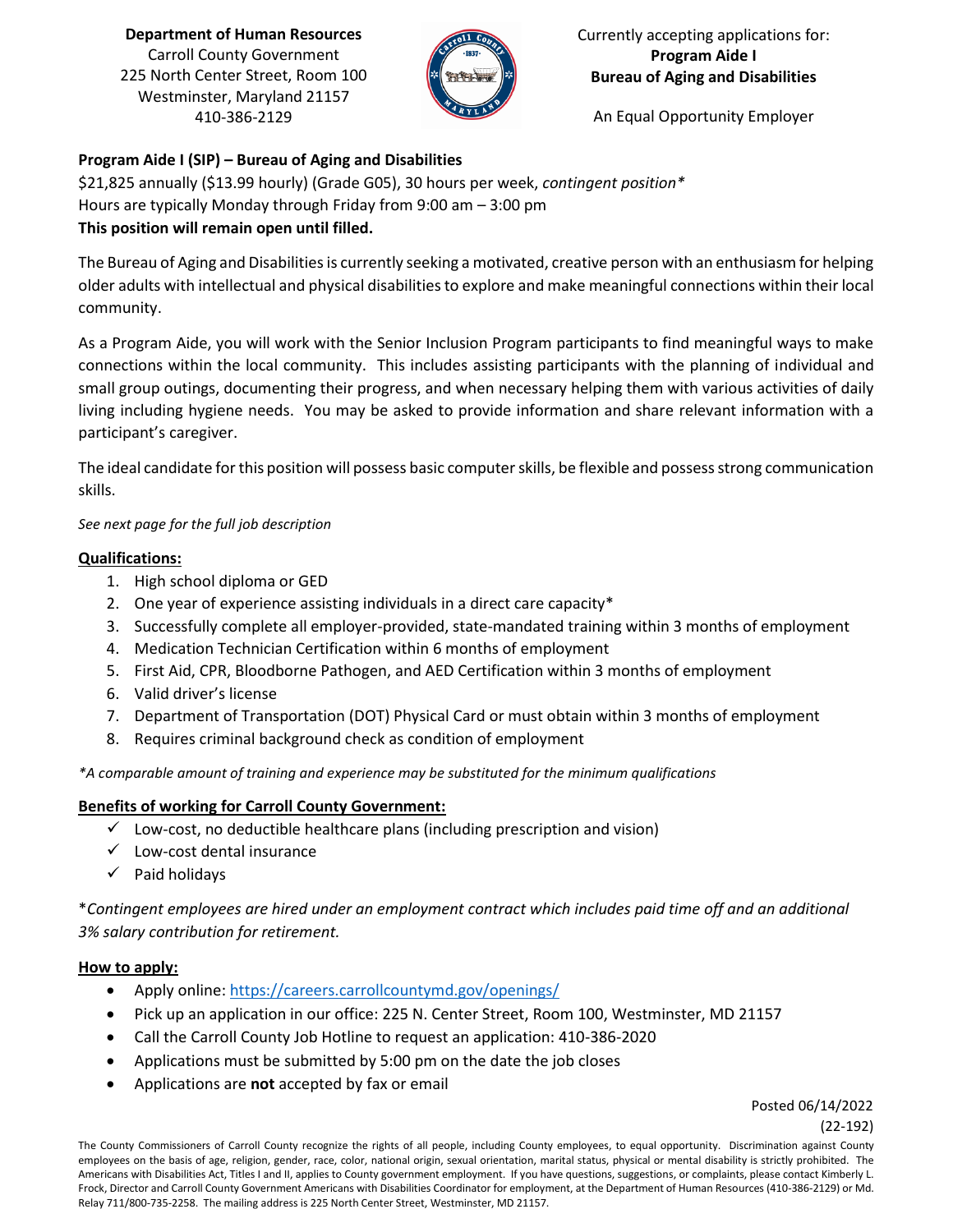**Department of Human Resources**
Carroll County Government
225 North Center Street, Room 100
Westminster, Maryland 21157
410-386-2129

Currently accepting applications for:
**Program Aide I**
**Bureau of Aging and Disabilities**

An Equal Opportunity Employer

**Program Aide I (SIP) – Bureau of Aging and Disabilities**
$21,825 annually ($13.99 hourly) (Grade G05), 30 hours per week, *contingent position**
Hours are typically Monday through Friday from 9:00 am – 3:00 pm
**This position will remain open until filled.**

The Bureau of Aging and Disabilities is currently seeking a motivated, creative person with an enthusiasm for helping older adults with intellectual and physical disabilities to explore and make meaningful connections within their local community.

As a Program Aide, you will work with the Senior Inclusion Program participants to find meaningful ways to make connections within the local community. This includes assisting participants with the planning of individual and small group outings, documenting their progress, and when necessary helping them with various activities of daily living including hygiene needs. You may be asked to provide information and share relevant information with a participant's caregiver.

The ideal candidate for this position will possess basic computer skills, be flexible and possess strong communication skills.

*See next page for the full job description*

**Qualifications:**

1. High school diploma or GED
2. One year of experience assisting individuals in a direct care capacity*
3. Successfully complete all employer-provided, state-mandated training within 3 months of employment
4. Medication Technician Certification within 6 months of employment
5. First Aid, CPR, Bloodborne Pathogen, and AED Certification within 3 months of employment
6. Valid driver's license
7. Department of Transportation (DOT) Physical Card or must obtain within 3 months of employment
8. Requires criminal background check as condition of employment

*\*A comparable amount of training and experience may be substituted for the minimum qualifications*

**Benefits of working for Carroll County Government:**

- ✓ Low-cost, no deductible healthcare plans (including prescription and vision)
- ✓ Low-cost dental insurance
- ✓ Paid holidays

\**Contingent employees are hired under an employment contract which includes paid time off and an additional 3% salary contribution for retirement.*

**How to apply:**

- Apply online: https://careers.carrollcountymd.gov/openings/
- Pick up an application in our office: 225 N. Center Street, Room 100, Westminster, MD 21157
- Call the Carroll County Job Hotline to request an application: 410-386-2020
- Applications must be submitted by 5:00 pm on the date the job closes
- Applications are **not** accepted by fax or email

Posted 06/14/2022
(22-192)

The County Commissioners of Carroll County recognize the rights of all people, including County employees, to equal opportunity. Discrimination against County employees on the basis of age, religion, gender, race, color, national origin, sexual orientation, marital status, physical or mental disability is strictly prohibited. The Americans with Disabilities Act, Titles I and II, applies to County government employment. If you have questions, suggestions, or complaints, please contact Kimberly L. Frock, Director and Carroll County Government Americans with Disabilities Coordinator for employment, at the Department of Human Resources (410-386-2129) or Md. Relay 711/800-735-2258. The mailing address is 225 North Center Street, Westminster, MD 21157.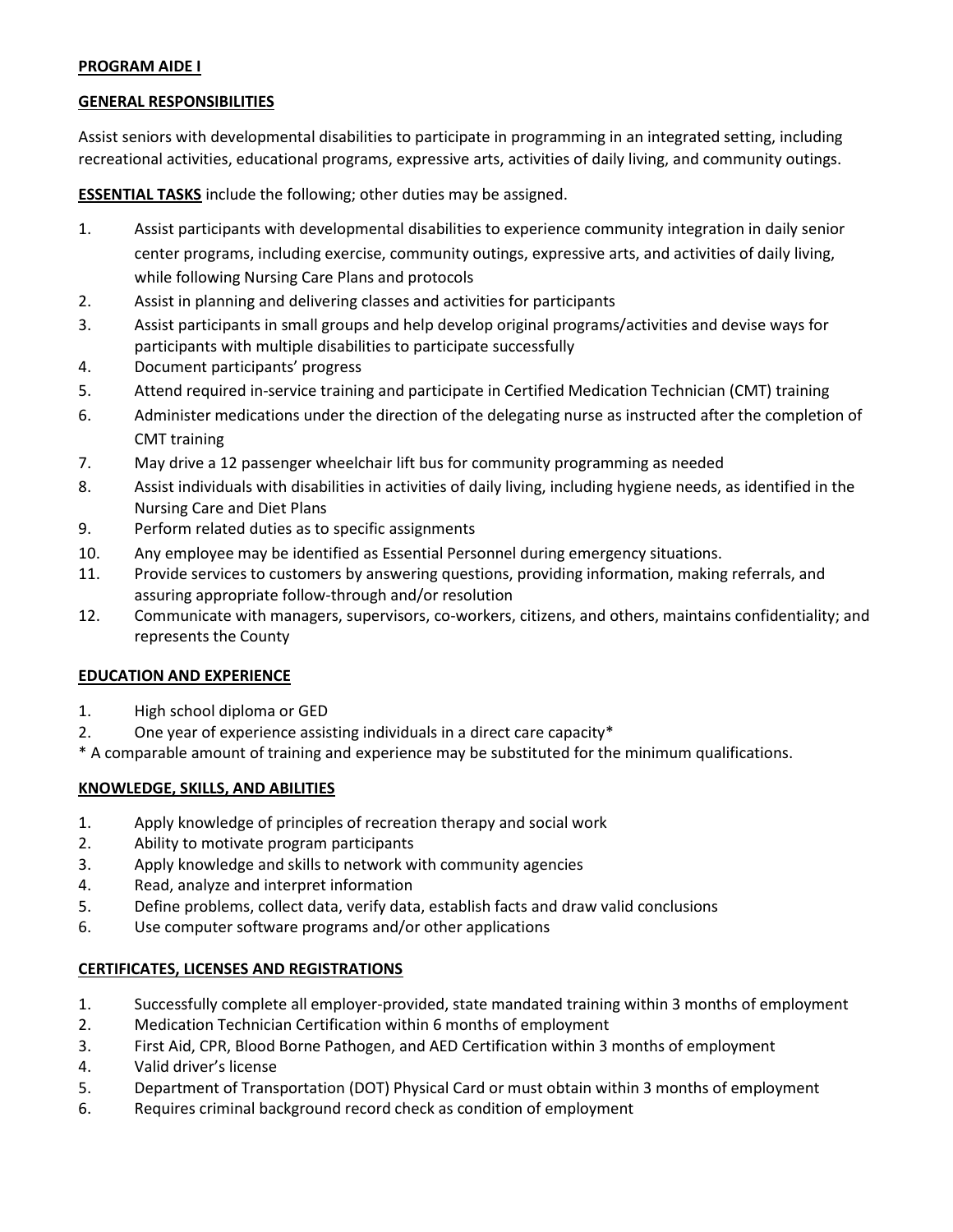**PROGRAM AIDE I**

**GENERAL RESPONSIBILITIES**

Assist seniors with developmental disabilities to participate in programming in an integrated setting, including recreational activities, educational programs, expressive arts, activities of daily living, and community outings.

**ESSENTIAL TASKS** include the following; other duties may be assigned.

1. Assist participants with developmental disabilities to experience community integration in daily senior center programs, including exercise, community outings, expressive arts, and activities of daily living, while following Nursing Care Plans and protocols
2. Assist in planning and delivering classes and activities for participants
3. Assist participants in small groups and help develop original programs/activities and devise ways for participants with multiple disabilities to participate successfully
4. Document participants' progress
5. Attend required in-service training and participate in Certified Medication Technician (CMT) training
6. Administer medications under the direction of the delegating nurse as instructed after the completion of CMT training
7. May drive a 12 passenger wheelchair lift bus for community programming as needed
8. Assist individuals with disabilities in activities of daily living, including hygiene needs, as identified in the Nursing Care and Diet Plans
9. Perform related duties as to specific assignments
10. Any employee may be identified as Essential Personnel during emergency situations.
11. Provide services to customers by answering questions, providing information, making referrals, and assuring appropriate follow-through and/or resolution
12. Communicate with managers, supervisors, co-workers, citizens, and others, maintains confidentiality; and represents the County

**EDUCATION AND EXPERIENCE**

1. High school diploma or GED
2. One year of experience assisting individuals in a direct care capacity*

\* A comparable amount of training and experience may be substituted for the minimum qualifications.

**KNOWLEDGE, SKILLS, AND ABILITIES**

1. Apply knowledge of principles of recreation therapy and social work
2. Ability to motivate program participants
3. Apply knowledge and skills to network with community agencies
4. Read, analyze and interpret information
5. Define problems, collect data, verify data, establish facts and draw valid conclusions
6. Use computer software programs and/or other applications

**CERTIFICATES, LICENSES AND REGISTRATIONS**

1. Successfully complete all employer-provided, state mandated training within 3 months of employment
2. Medication Technician Certification within 6 months of employment
3. First Aid, CPR, Blood Borne Pathogen, and AED Certification within 3 months of employment
4. Valid driver's license
5. Department of Transportation (DOT) Physical Card or must obtain within 3 months of employment
6. Requires criminal background record check as condition of employment